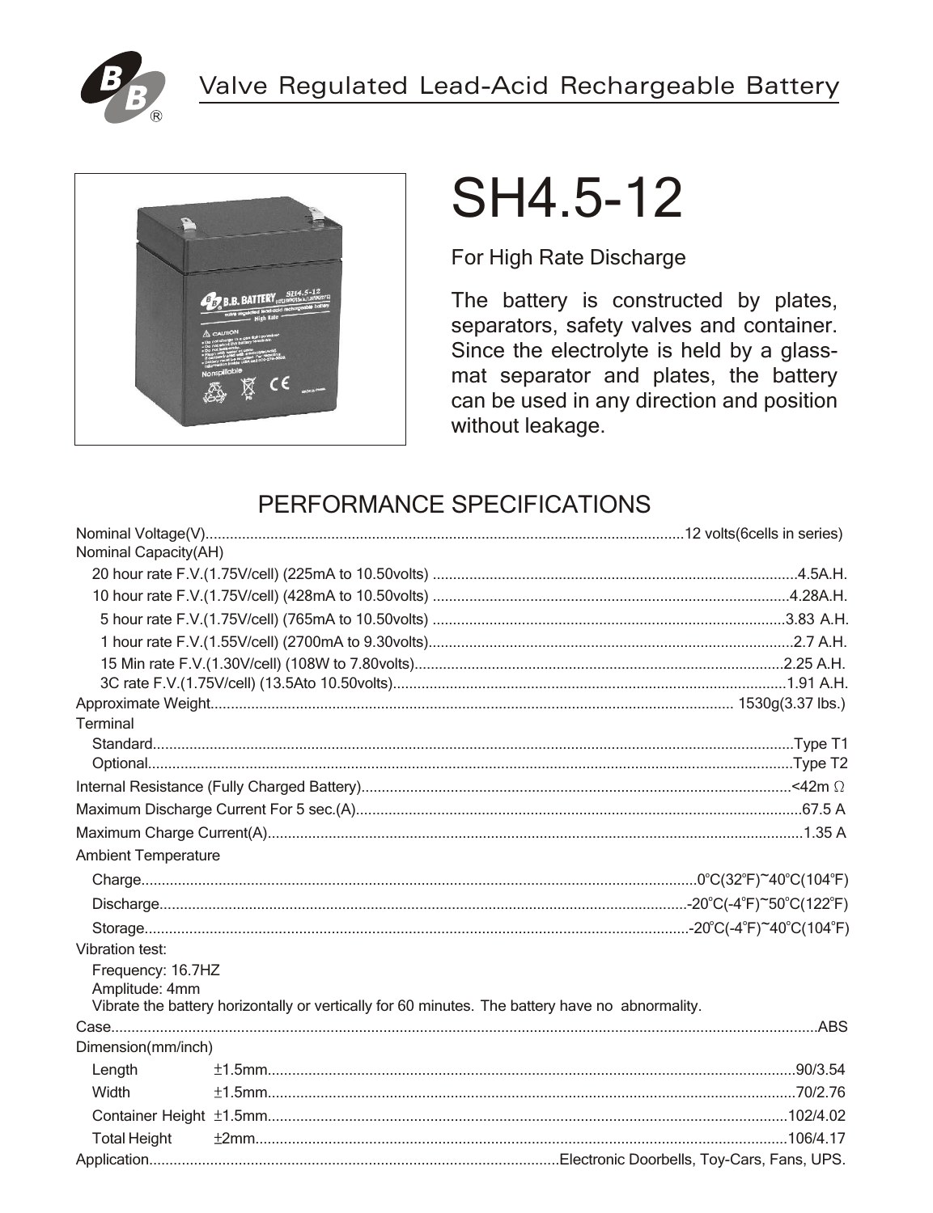Valve Regulated Lead-Acid Rechargeable Battery

# SH4.5-12

For High Rate Discharge

The battery is constructed by plates, separators, safety valves and container. Since the electrolyte is held by a glass-mat separator and plates, the battery can be used in any direction and position without leakage.

## PERFORMANCE SPECIFICATIONS

Nominal Voltage(V)....12 volts(6cells in series)

Nominal Capacity(AH)

- 20 hour rate F.V.(1.75V/cell) (225mA to 10.50volts) ....4.5A.H.
- 10 hour rate F.V.(1.75V/cell) (428mA to 10.50volts) ....4.28A.H.
- 5 hour rate F.V.(1.75V/cell) (765mA to 10.50volts) ....3.83 A.H.
- 1 hour rate F.V.(1.55V/cell) (2700mA to 9.30volts)....2.7 A.H.
- 15 Min rate F.V.(1.30V/cell) (108W to 7.80volts)....2.25 A.H.
- 3C rate F.V.(1.75V/cell) (13.5Ato 10.50volts)....1.91 A.H.

Approximate Weight.... 1530g(3.37 lbs.)

Terminal

- Standard....Type T1
- Optional....Type T2

Internal Resistance (Fully Charged Battery)....<42m Ω

Maximum Discharge Current For 5 sec.(A)....67.5 A

Maximum Charge Current(A)....1.35 A

Ambient Temperature

- Charge....0°C(32°F)~40°C(104°F)
- Discharge....-20°C(-4°F)~50°C(122°F)
- Storage....-20°C(-4°F)~40°C(104°F)

Vibration test:

Frequency: 16.7HZ
Amplitude: 4mm
Vibrate the battery horizontally or vertically for 60 minutes. The battery have no abnormality.

Case....ABS

Dimension(mm/inch)

| | Tolerance | Value |
|---|---|---|
| Length | ±1.5mm | 90/3.54 |
| Width | ±1.5mm | 70/2.76 |
| Container Height | ±1.5mm | 102/4.02 |
| Total Height | ±2mm | 106/4.17 |

Application....Electronic Doorbells, Toy-Cars, Fans, UPS.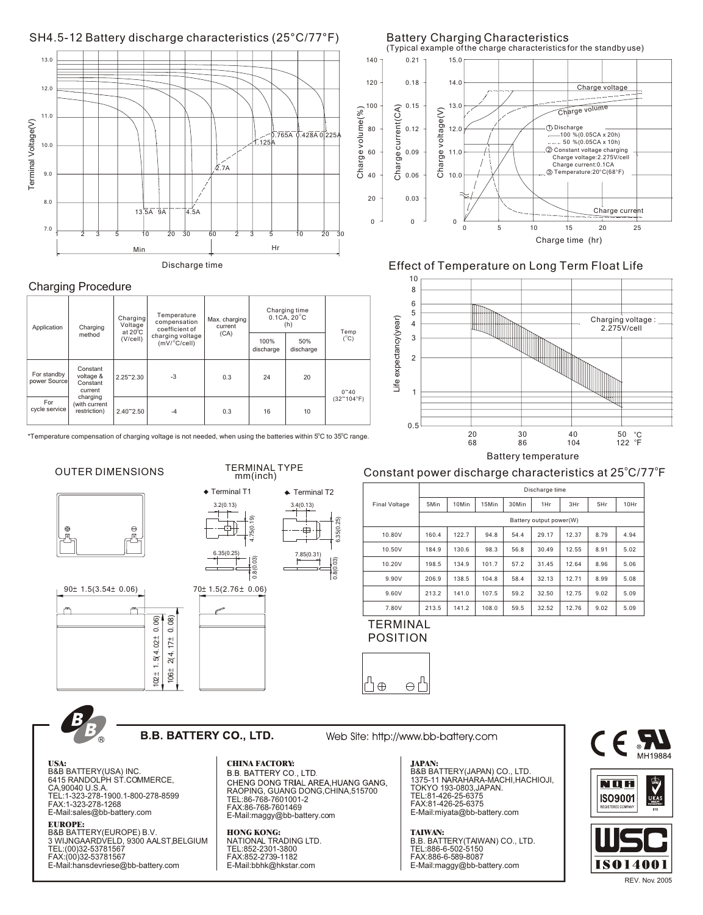## SH4.5-12 Battery discharge characteristics (25°C/77°F)

Terminal Voltage(V)

13.0
12.0
11.0
10.0
9.0
8.0
7.0

0.765A 0.428A 0.225A
1.125A
2.7A
13.5A 9A 4.5A

1 2 3 5 10 20 30 60 2 3 5 10 20 30

Min Hr

Discharge time

## Battery Charging Characteristics

(Typical example of the charge characteristics for the standby use)

Charge volume(%) 0 20 40 60 80 100 120 140
Charge current(CA) 0 0.03 0.06 0.09 0.12 0.15 0.18 0.21
Charge voltage(V) 0 10.0 11.0 12.0 13.0 14.0 15.0

Charge voltage
Charge volume
① Discharge
100 %(0.05CA x 20h)
50 %(0.05CA x 10h)
② Constant voltage charging
Charge voltage:2.275V/cell
Charge current:0.1CA
③ Temperature:20°C(68°F)
Charge current

0 5 10 15 20 25

Charge time (hr)

## Charging Procedure

| Application | Charging method | Charging Voltage at 20°C (V/cell) | Temperature compensation coefficient of charging voltage (mV/°C/cell) | Max. charging current (CA) | Charging time 0.1CA, 20°C (h) | | Temp (°C) |
|---|---|---|---|---|---|---|---|
| | | | | | 100% discharge | 50% discharge | |
| For standby power Source | Constant voltage & Constant current charging (with current restriction) | 2.25~2.30 | -3 | 0.3 | 24 | 20 | 0~40 (32~104°F) |
| For cycle service | | 2.40~2.50 | -4 | 0.3 | 16 | 10 | |

*Temperature compensation of charging voltage is not needed, when using the batteries within 5°C to 35°C range.

## Effect of Temperature on Long Term Float Life

Life expectancy(year)

10
8
6
5
4
3
2
1
0.5

Charging voltage : 2.275V/cell

20 30 40 50 °C
68 86 104 122 °F

Battery temperature

## OUTER DIMENSIONS

90± 1.5(3.54± 0.06)
70± 1.5(2.76± 0.06)
102± 1.5(4.02± 0.06)
106± 2(4.17± 0.08)

## TERMINAL TYPE

mm(inch)

◆ Terminal T1
3.2(0.13)
4.75(0.19)
6.35(0.25)
0.8(0.03)

◆ Terminal T2
3.4(0.13)
6.35(0.25)
7.85(0.31)
0.8(0.03)

## Constant power discharge characteristics at 25°C/77°F

| Final Voltage | Discharge time | | | | | | | |
|---|---|---|---|---|---|---|---|---|
| | 5Min | 10Min | 15Min | 30Min | 1Hr | 3Hr | 5Hr | 10Hr |
| | Battery output power(W) | | | | | | | |
| 10.80V | 160.4 | 122.7 | 94.8 | 54.4 | 29.17 | 12.37 | 8.79 | 4.94 |
| 10.50V | 184.9 | 130.6 | 98.3 | 56.8 | 30.49 | 12.55 | 8.91 | 5.02 |
| 10.20V | 198.5 | 134.9 | 101.7 | 57.2 | 31.45 | 12.64 | 8.96 | 5.06 |
| 9.90V | 206.9 | 138.5 | 104.8 | 58.4 | 32.13 | 12.71 | 8.99 | 5.08 |
| 9.60V | 213.2 | 141.0 | 107.5 | 59.2 | 32.50 | 12.75 | 9.02 | 5.09 |
| 7.80V | 213.5 | 141.2 | 108.0 | 59.5 | 32.52 | 12.76 | 9.02 | 5.09 |

## TERMINAL POSITION

**B.B. BATTERY CO., LTD.** Web Site: http://www.bb-battery.com

**USA:**
B&B BATTERY(USA) INC.
6415 RANDOLPH ST.COMMERCE,
CA,90040 U.S.A.
TEL:1-323-278-1900.1-800-278-8599
FAX:1-323-278-1268
E-Mail:sales@bb-battery.com

**EUROPE:**
B&B BATTERY(EUROPE) B.V.
3 WIJNGAARDVELD, 9300 AALST,BELGIUM
TEL:(00)32-53781567
FAX:(00)32-53781567
E-Mail:hansdevriese@bb-battery.com

**CHINA FACTORY:**
B.B. BATTERY CO., LTD.
CHENG DONG TRIAL AREA,HUANG GANG,
RAOPING, GUANG DONG,CHINA,515700
TEL:86-768-7601001-2
FAX:86-768-7601469
E-Mail:maggy@bb-battery.com

**HONG KONG:**
NATIONAL TRADING LTD.
TEL:852-2301-3800
FAX:852-2739-1182
E-Mail:bbhk@hkstar.com

**JAPAN:**
B&B BATTERY(JAPAN) CO., LTD.
1375-11 NARAHARA-MACHI,HACHIOJI,
TOKYO 193-0803,JAPAN.
TEL:81-426-25-6375
FAX:81-426-25-6375
E-Mail:miyata@bb-battery.com

**TAIWAN:**
B.B. BATTERY(TAIWAN) CO., LTD.
TEL:886-6-502-5150
FAX:886-6-589-8087
E-Mail:maggy@bb-battery.com

MH19884

ISO9001

ISO14001

REV. Nov. 2005